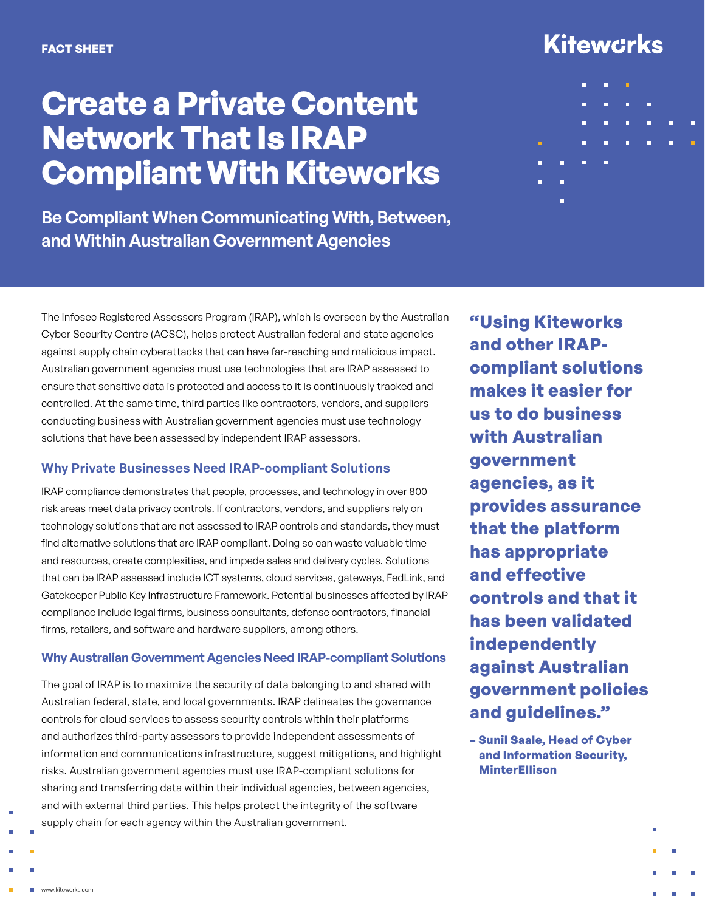FACT SHEET

Kiteworks

# Create a Private Content Network That Is IRAP Compliant With Kiteworks

## Be Compliant When Communicating With, Between, and Within Australian Government Agencies

The Infosec Registered Assessors Program (IRAP), which is overseen by the Australian Cyber Security Centre (ACSC), helps protect Australian federal and state agencies against supply chain cyberattacks that can have far-reaching and malicious impact. Australian government agencies must use technologies that are IRAP assessed to ensure that sensitive data is protected and access to it is continuously tracked and controlled. At the same time, third parties like contractors, vendors, and suppliers conducting business with Australian government agencies must use technology solutions that have been assessed by independent IRAP assessors.

### Why Private Businesses Need IRAP-compliant Solutions

IRAP compliance demonstrates that people, processes, and technology in over 800 risk areas meet data privacy controls. If contractors, vendors, and suppliers rely on technology solutions that are not assessed to IRAP controls and standards, they must find alternative solutions that are IRAP compliant. Doing so can waste valuable time and resources, create complexities, and impede sales and delivery cycles. Solutions that can be IRAP assessed include ICT systems, cloud services, gateways, FedLink, and Gatekeeper Public Key Infrastructure Framework. Potential businesses affected by IRAP compliance include legal firms, business consultants, defense contractors, financial firms, retailers, and software and hardware suppliers, among others.

### Why Australian Government Agencies Need IRAP-compliant Solutions

The goal of IRAP is to maximize the security of data belonging to and shared with Australian federal, state, and local governments. IRAP delineates the governance controls for cloud services to assess security controls within their platforms and authorizes third-party assessors to provide independent assessments of information and communications infrastructure, suggest mitigations, and highlight risks. Australian government agencies must use IRAP-compliant solutions for sharing and transferring data within their individual agencies, between agencies, and with external third parties. This helps protect the integrity of the software supply chain for each agency within the Australian government.

> **"Using Kiteworks and other IRAP-compliant solutions makes it easier for us to do business with Australian government agencies, as it provides assurance that the platform has appropriate and effective controls and that it has been validated independently against Australian government policies and guidelines."**
>
> **– Sunil Saale, Head of Cyber and Information Security, MinterEllison**

www.kiteworks.com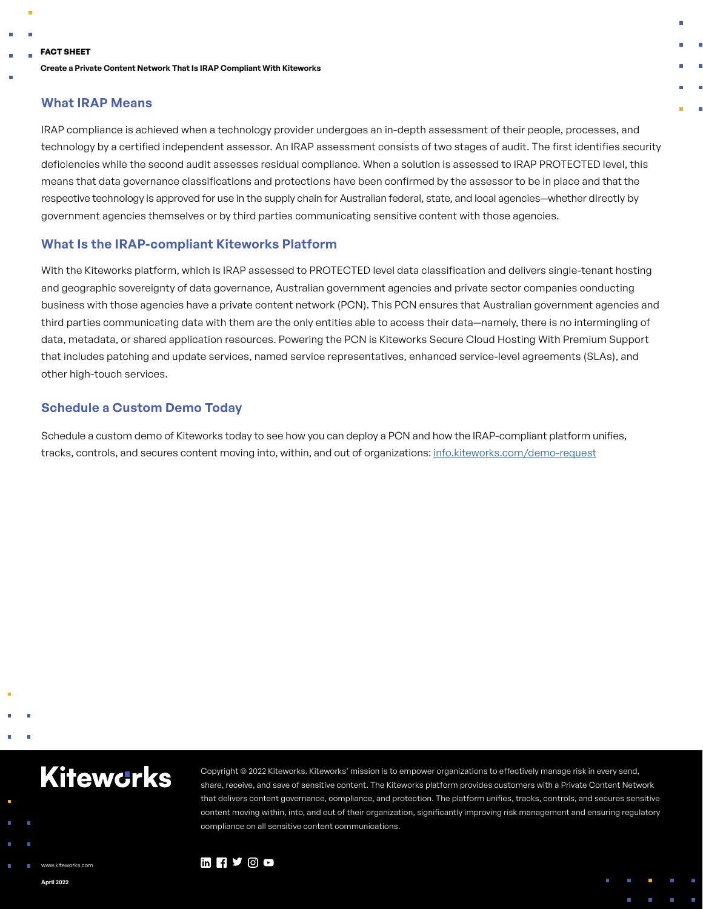## What IRAP Means

IRAP compliance is achieved when a technology provider undergoes an in-depth assessment of their people, processes, and technology by a certified independent assessor. An IRAP assessment consists of two stages of audit. The first identifies security deficiencies while the second audit assesses residual compliance. When a solution is assessed to IRAP PROTECTED level, this means that data governance classifications and protections have been confirmed by the assessor to be in place and that the respective technology is approved for use in the supply chain for Australian federal, state, and local agencies—whether directly by government agencies themselves or by third parties communicating sensitive content with those agencies.

## What Is the IRAP-compliant Kiteworks Platform

With the Kiteworks platform, which is IRAP assessed to PROTECTED level data classification and delivers single-tenant hosting and geographic sovereignty of data governance, Australian government agencies and private sector companies conducting business with those agencies have a private content network (PCN). This PCN ensures that Australian government agencies and third parties communicating data with them are the only entities able to access their data—namely, there is no intermingling of data, metadata, or shared application resources. Powering the PCN is Kiteworks Secure Cloud Hosting With Premium Support that includes patching and update services, named service representatives, enhanced service-level agreements (SLAs), and other high-touch services.

## Schedule a Custom Demo Today

Schedule a custom demo of Kiteworks today to see how you can deploy a PCN and how the IRAP-compliant platform unifies, tracks, controls, and secures content moving into, within, and out of organizations: info.kiteworks.com/demo-request

Kiteworks

Copyright © 2022 Kiteworks. Kiteworks' mission is to empower organizations to effectively manage risk in every send, share, receive, and save of sensitive content. The Kiteworks platform provides customers with a Private Content Network that delivers content governance, compliance, and protection. The platform unifies, tracks, controls, and secures sensitive content moving within, into, and out of their organization, significantly improving risk management and ensuring regulatory compliance on all sensitive content communications.

www.kiteworks.com

April 2022